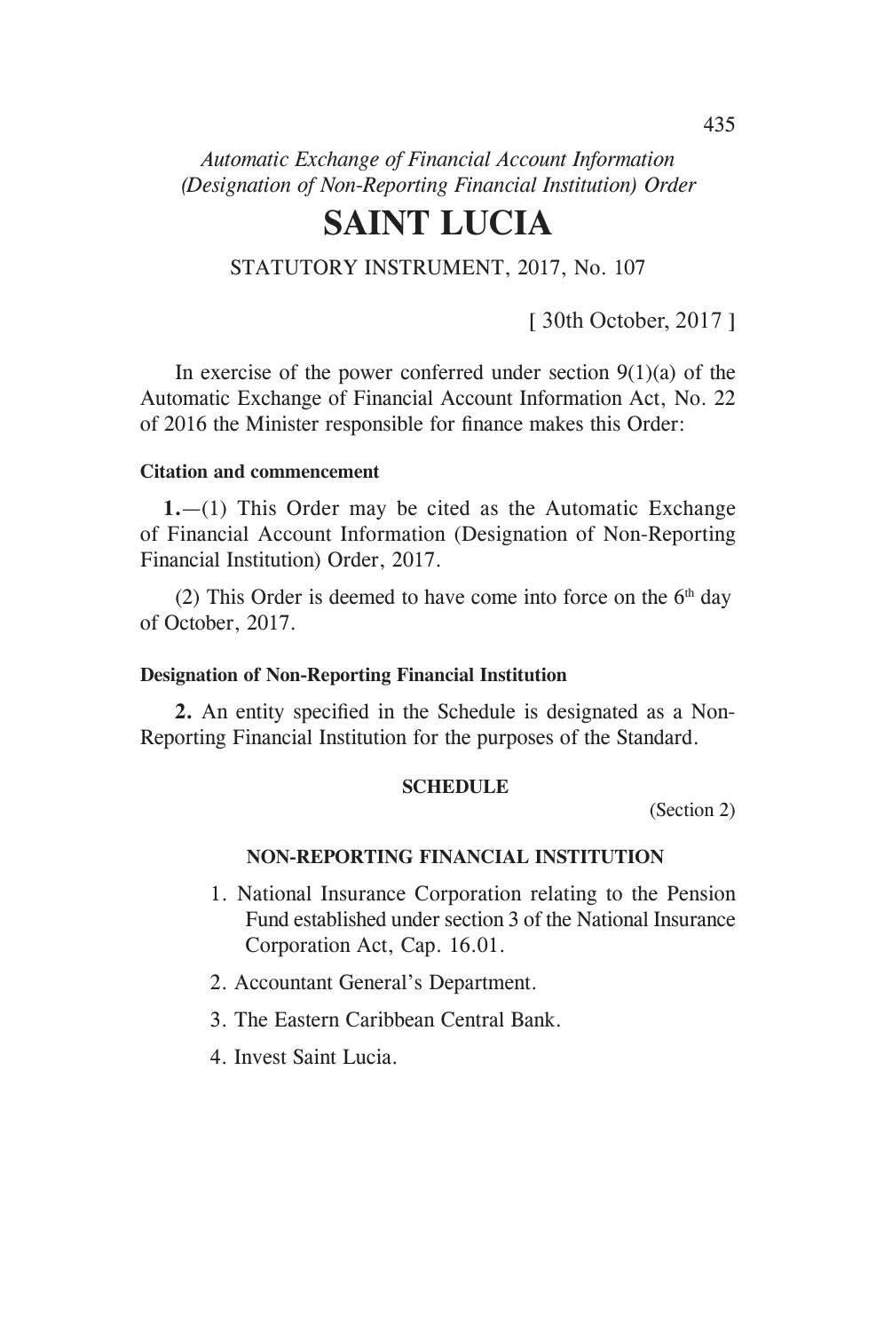*Automatic Exchange of Financial Account Information (Designation of Non-Reporting Financial Institution) Order*

# SAINT LUCIA

STATUTORY INSTRUMENT, 2017, No. 107

[ 30th October, 2017 ]

In exercise of the power conferred under section 9(1)(a) of the Automatic Exchange of Financial Account Information Act, No. 22 of 2016 the Minister responsible for finance makes this Order:

**Citation and commencement**

**1.**—(1) This Order may be cited as the Automatic Exchange of Financial Account Information (Designation of Non-Reporting Financial Institution) Order, 2017.

(2) This Order is deemed to have come into force on the 6th day of October, 2017.

**Designation of Non-Reporting Financial Institution**

**2.** An entity specified in the Schedule is designated as a Non-Reporting Financial Institution for the purposes of the Standard.

**SCHEDULE**

(Section 2)

**NON-REPORTING FINANCIAL INSTITUTION**

1. National Insurance Corporation relating to the Pension Fund established under section 3 of the National Insurance Corporation Act, Cap. 16.01.
2. Accountant General's Department.
3. The Eastern Caribbean Central Bank.
4. Invest Saint Lucia.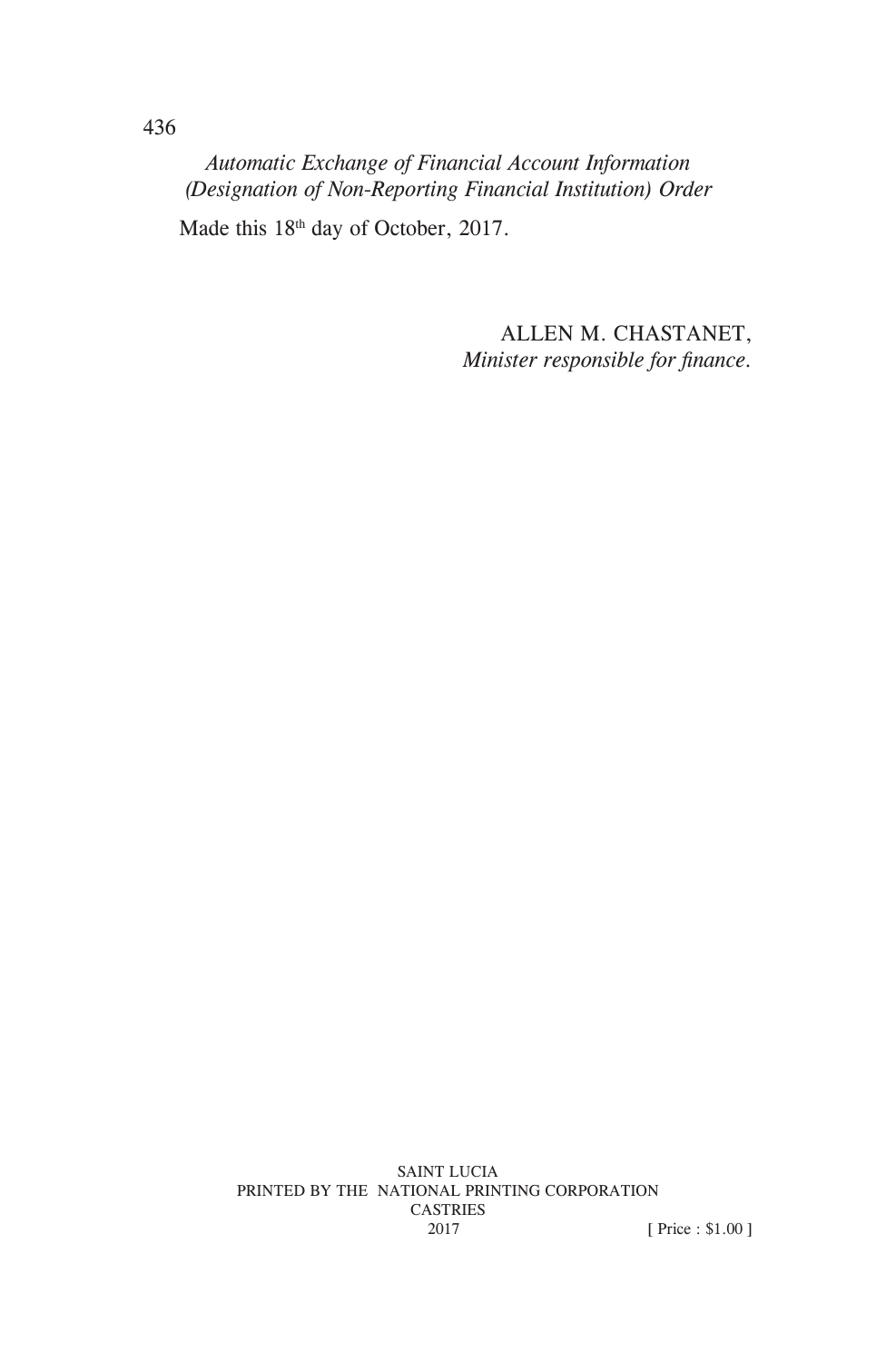Made this 18th day of October, 2017.

ALLEN M. CHASTANET,
*Minister responsible for finance*.

SAINT LUCIA
PRINTED BY THE NATIONAL PRINTING CORPORATION
CASTRIES
2017

[ Price : $1.00 ]